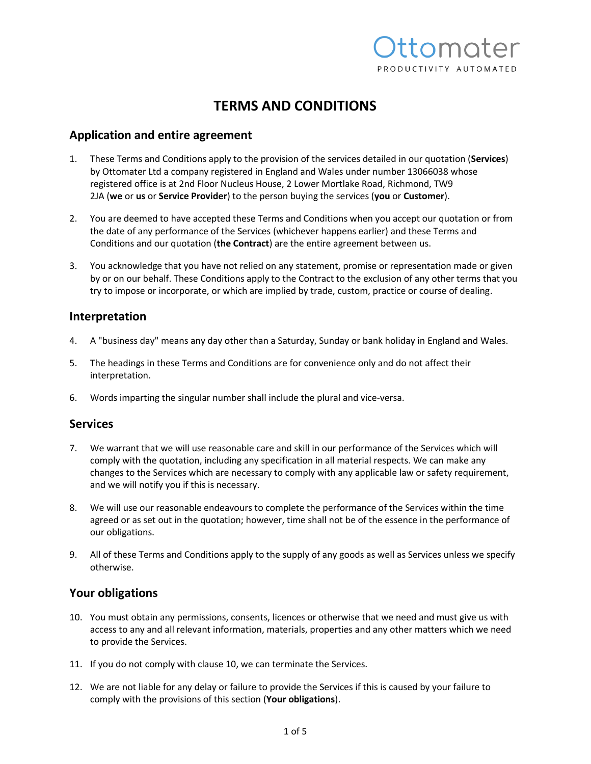Ottomater

PRODUCTIVITY AUTOMATED

# TERMS AND CONDITIONS

## Application and entire agreement

1. These Terms and Conditions apply to the provision of the services detailed in our quotation (**Services**) by Ottomater Ltd a company registered in England and Wales under number 13066038 whose registered office is at 2nd Floor Nucleus House, 2 Lower Mortlake Road, Richmond, TW9 2JA (**we** or **us** or **Service Provider**) to the person buying the services (**you** or **Customer**).

2. You are deemed to have accepted these Terms and Conditions when you accept our quotation or from the date of any performance of the Services (whichever happens earlier) and these Terms and Conditions and our quotation (**the Contract**) are the entire agreement between us.

3. You acknowledge that you have not relied on any statement, promise or representation made or given by or on our behalf. These Conditions apply to the Contract to the exclusion of any other terms that you try to impose or incorporate, or which are implied by trade, custom, practice or course of dealing.

## Interpretation

4. A "business day" means any day other than a Saturday, Sunday or bank holiday in England and Wales.

5. The headings in these Terms and Conditions are for convenience only and do not affect their interpretation.

6. Words imparting the singular number shall include the plural and vice-versa.

## Services

7. We warrant that we will use reasonable care and skill in our performance of the Services which will comply with the quotation, including any specification in all material respects. We can make any changes to the Services which are necessary to comply with any applicable law or safety requirement, and we will notify you if this is necessary.

8. We will use our reasonable endeavours to complete the performance of the Services within the time agreed or as set out in the quotation; however, time shall not be of the essence in the performance of our obligations.

9. All of these Terms and Conditions apply to the supply of any goods as well as Services unless we specify otherwise.

## Your obligations

10. You must obtain any permissions, consents, licences or otherwise that we need and must give us with access to any and all relevant information, materials, properties and any other matters which we need to provide the Services.

11. If you do not comply with clause 10, we can terminate the Services.

12. We are not liable for any delay or failure to provide the Services if this is caused by your failure to comply with the provisions of this section (**Your obligations**).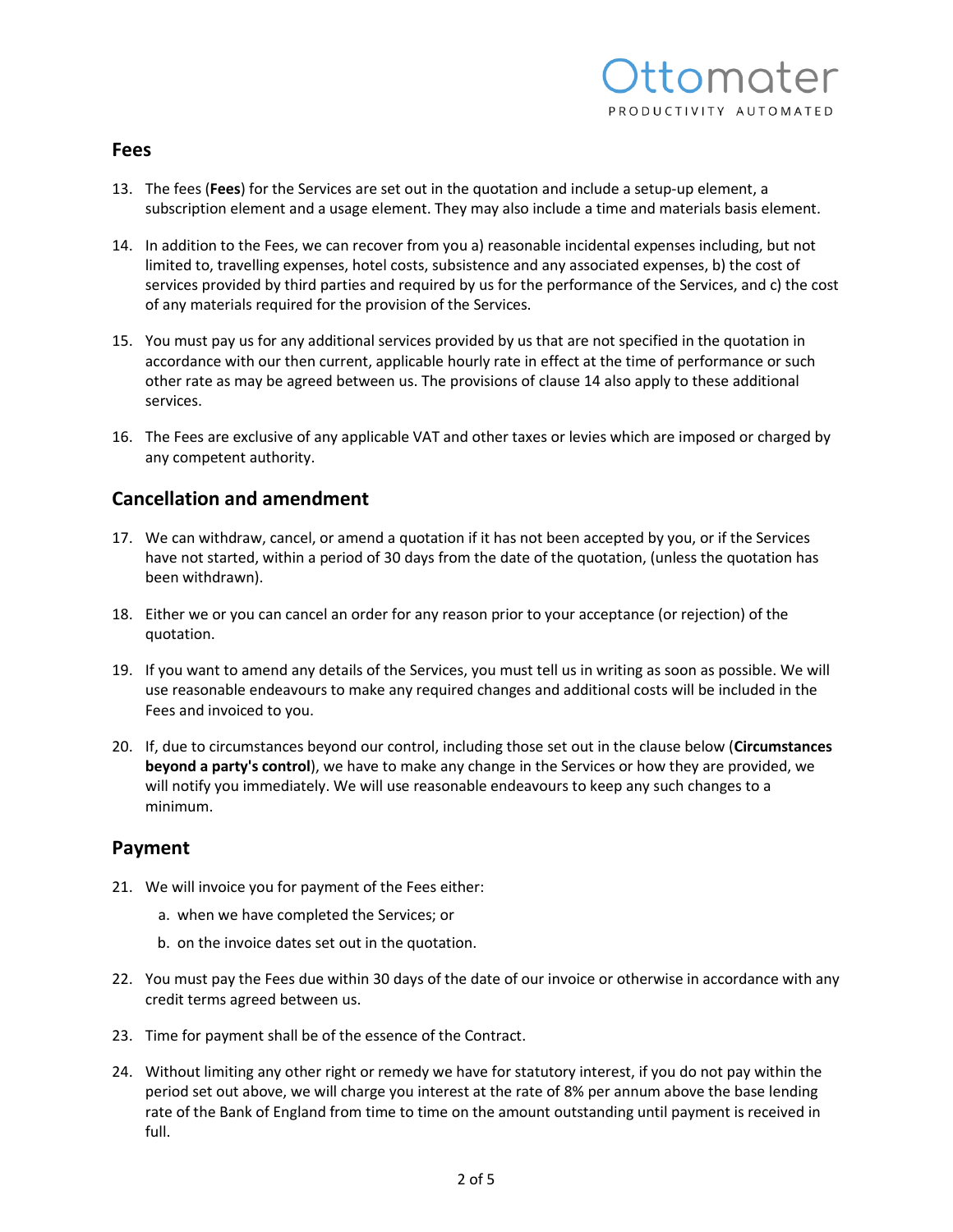## Fees

13. The fees (**Fees**) for the Services are set out in the quotation and include a setup-up element, a subscription element and a usage element. They may also include a time and materials basis element.

14. In addition to the Fees, we can recover from you a) reasonable incidental expenses including, but not limited to, travelling expenses, hotel costs, subsistence and any associated expenses, b) the cost of services provided by third parties and required by us for the performance of the Services, and c) the cost of any materials required for the provision of the Services.

15. You must pay us for any additional services provided by us that are not specified in the quotation in accordance with our then current, applicable hourly rate in effect at the time of performance or such other rate as may be agreed between us. The provisions of clause 14 also apply to these additional services.

16. The Fees are exclusive of any applicable VAT and other taxes or levies which are imposed or charged by any competent authority.

## Cancellation and amendment

17. We can withdraw, cancel, or amend a quotation if it has not been accepted by you, or if the Services have not started, within a period of 30 days from the date of the quotation, (unless the quotation has been withdrawn).

18. Either we or you can cancel an order for any reason prior to your acceptance (or rejection) of the quotation.

19. If you want to amend any details of the Services, you must tell us in writing as soon as possible. We will use reasonable endeavours to make any required changes and additional costs will be included in the Fees and invoiced to you.

20. If, due to circumstances beyond our control, including those set out in the clause below (**Circumstances beyond a party's control**), we have to make any change in the Services or how they are provided, we will notify you immediately. We will use reasonable endeavours to keep any such changes to a minimum.

## Payment

21. We will invoice you for payment of the Fees either:
    a. when we have completed the Services; or
    b. on the invoice dates set out in the quotation.

22. You must pay the Fees due within 30 days of the date of our invoice or otherwise in accordance with any credit terms agreed between us.

23. Time for payment shall be of the essence of the Contract.

24. Without limiting any other right or remedy we have for statutory interest, if you do not pay within the period set out above, we will charge you interest at the rate of 8% per annum above the base lending rate of the Bank of England from time to time on the amount outstanding until payment is received in full.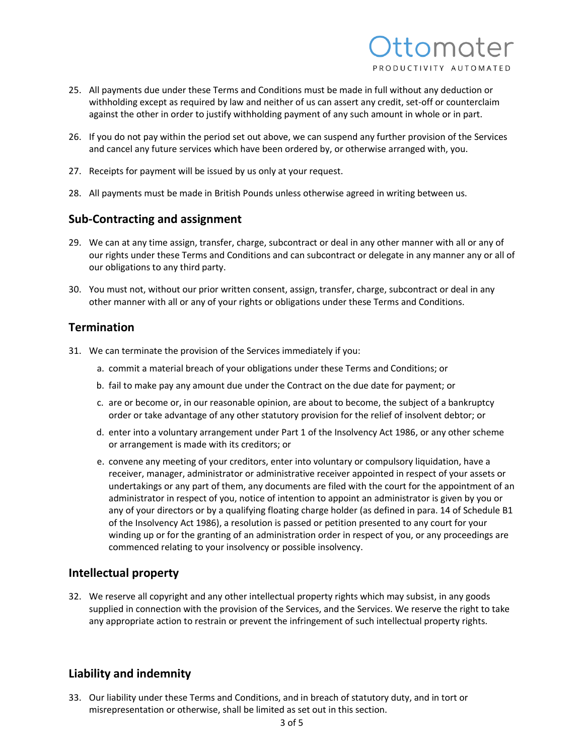25. All payments due under these Terms and Conditions must be made in full without any deduction or withholding except as required by law and neither of us can assert any credit, set-off or counterclaim against the other in order to justify withholding payment of any such amount in whole or in part.

26. If you do not pay within the period set out above, we can suspend any further provision of the Services and cancel any future services which have been ordered by, or otherwise arranged with, you.

27. Receipts for payment will be issued by us only at your request.

28. All payments must be made in British Pounds unless otherwise agreed in writing between us.

## Sub-Contracting and assignment

29. We can at any time assign, transfer, charge, subcontract or deal in any other manner with all or any of our rights under these Terms and Conditions and can subcontract or delegate in any manner any or all of our obligations to any third party.

30. You must not, without our prior written consent, assign, transfer, charge, subcontract or deal in any other manner with all or any of your rights or obligations under these Terms and Conditions.

## Termination

31. We can terminate the provision of the Services immediately if you:

    a. commit a material breach of your obligations under these Terms and Conditions; or

    b. fail to make pay any amount due under the Contract on the due date for payment; or

    c. are or become or, in our reasonable opinion, are about to become, the subject of a bankruptcy order or take advantage of any other statutory provision for the relief of insolvent debtor; or

    d. enter into a voluntary arrangement under Part 1 of the Insolvency Act 1986, or any other scheme or arrangement is made with its creditors; or

    e. convene any meeting of your creditors, enter into voluntary or compulsory liquidation, have a receiver, manager, administrator or administrative receiver appointed in respect of your assets or undertakings or any part of them, any documents are filed with the court for the appointment of an administrator in respect of you, notice of intention to appoint an administrator is given by you or any of your directors or by a qualifying floating charge holder (as defined in para. 14 of Schedule B1 of the Insolvency Act 1986), a resolution is passed or petition presented to any court for your winding up or for the granting of an administration order in respect of you, or any proceedings are commenced relating to your insolvency or possible insolvency.

## Intellectual property

32. We reserve all copyright and any other intellectual property rights which may subsist, in any goods supplied in connection with the provision of the Services, and the Services. We reserve the right to take any appropriate action to restrain or prevent the infringement of such intellectual property rights.

## Liability and indemnity

33. Our liability under these Terms and Conditions, and in breach of statutory duty, and in tort or misrepresentation or otherwise, shall be limited as set out in this section.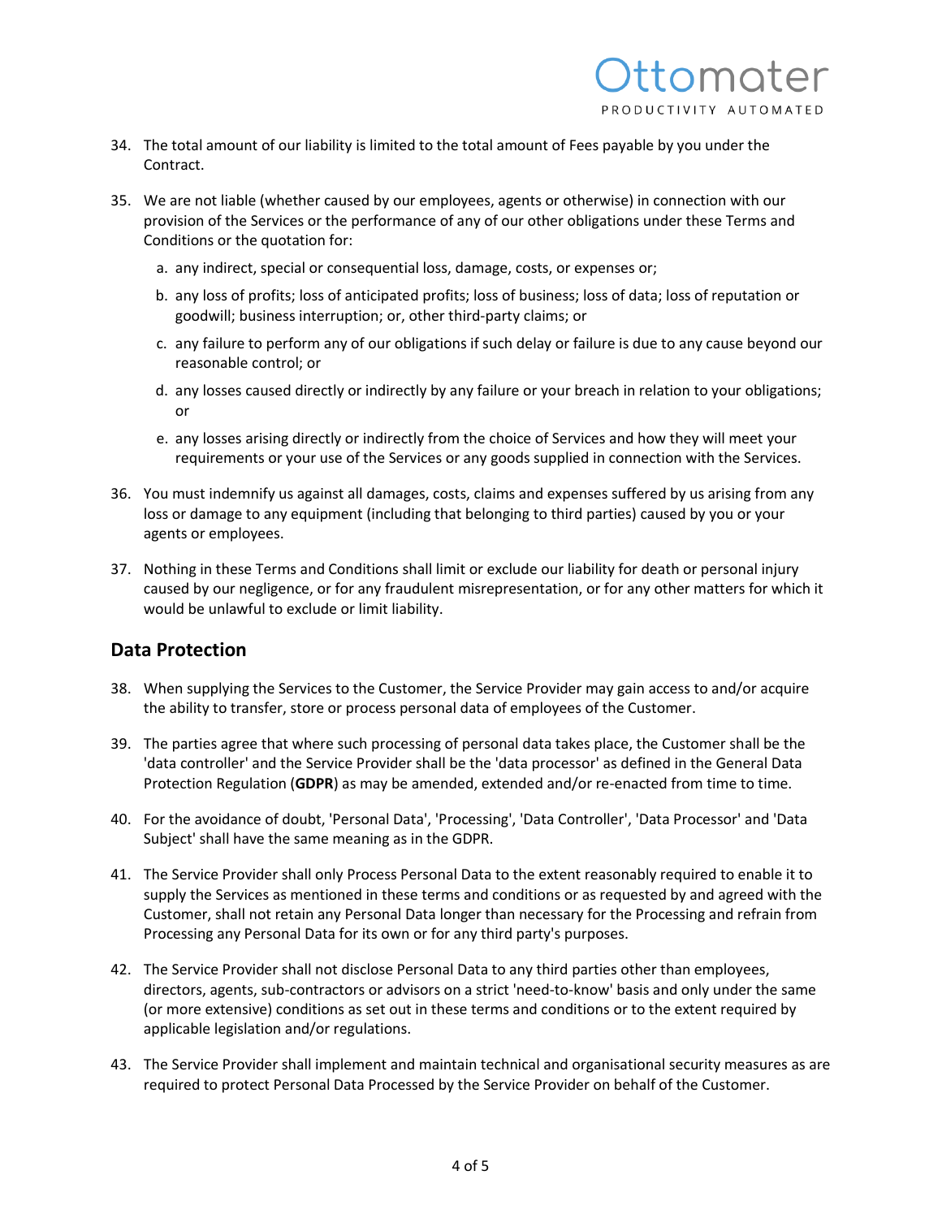34. The total amount of our liability is limited to the total amount of Fees payable by you under the Contract.

35. We are not liable (whether caused by our employees, agents or otherwise) in connection with our provision of the Services or the performance of any of our other obligations under these Terms and Conditions or the quotation for:

    a. any indirect, special or consequential loss, damage, costs, or expenses or;

    b. any loss of profits; loss of anticipated profits; loss of business; loss of data; loss of reputation or goodwill; business interruption; or, other third-party claims; or

    c. any failure to perform any of our obligations if such delay or failure is due to any cause beyond our reasonable control; or

    d. any losses caused directly or indirectly by any failure or your breach in relation to your obligations; or

    e. any losses arising directly or indirectly from the choice of Services and how they will meet your requirements or your use of the Services or any goods supplied in connection with the Services.

36. You must indemnify us against all damages, costs, claims and expenses suffered by us arising from any loss or damage to any equipment (including that belonging to third parties) caused by you or your agents or employees.

37. Nothing in these Terms and Conditions shall limit or exclude our liability for death or personal injury caused by our negligence, or for any fraudulent misrepresentation, or for any other matters for which it would be unlawful to exclude or limit liability.

## Data Protection

38. When supplying the Services to the Customer, the Service Provider may gain access to and/or acquire the ability to transfer, store or process personal data of employees of the Customer.

39. The parties agree that where such processing of personal data takes place, the Customer shall be the 'data controller' and the Service Provider shall be the 'data processor' as defined in the General Data Protection Regulation (**GDPR**) as may be amended, extended and/or re-enacted from time to time.

40. For the avoidance of doubt, 'Personal Data', 'Processing', 'Data Controller', 'Data Processor' and 'Data Subject' shall have the same meaning as in the GDPR.

41. The Service Provider shall only Process Personal Data to the extent reasonably required to enable it to supply the Services as mentioned in these terms and conditions or as requested by and agreed with the Customer, shall not retain any Personal Data longer than necessary for the Processing and refrain from Processing any Personal Data for its own or for any third party's purposes.

42. The Service Provider shall not disclose Personal Data to any third parties other than employees, directors, agents, sub-contractors or advisors on a strict 'need-to-know' basis and only under the same (or more extensive) conditions as set out in these terms and conditions or to the extent required by applicable legislation and/or regulations.

43. The Service Provider shall implement and maintain technical and organisational security measures as are required to protect Personal Data Processed by the Service Provider on behalf of the Customer.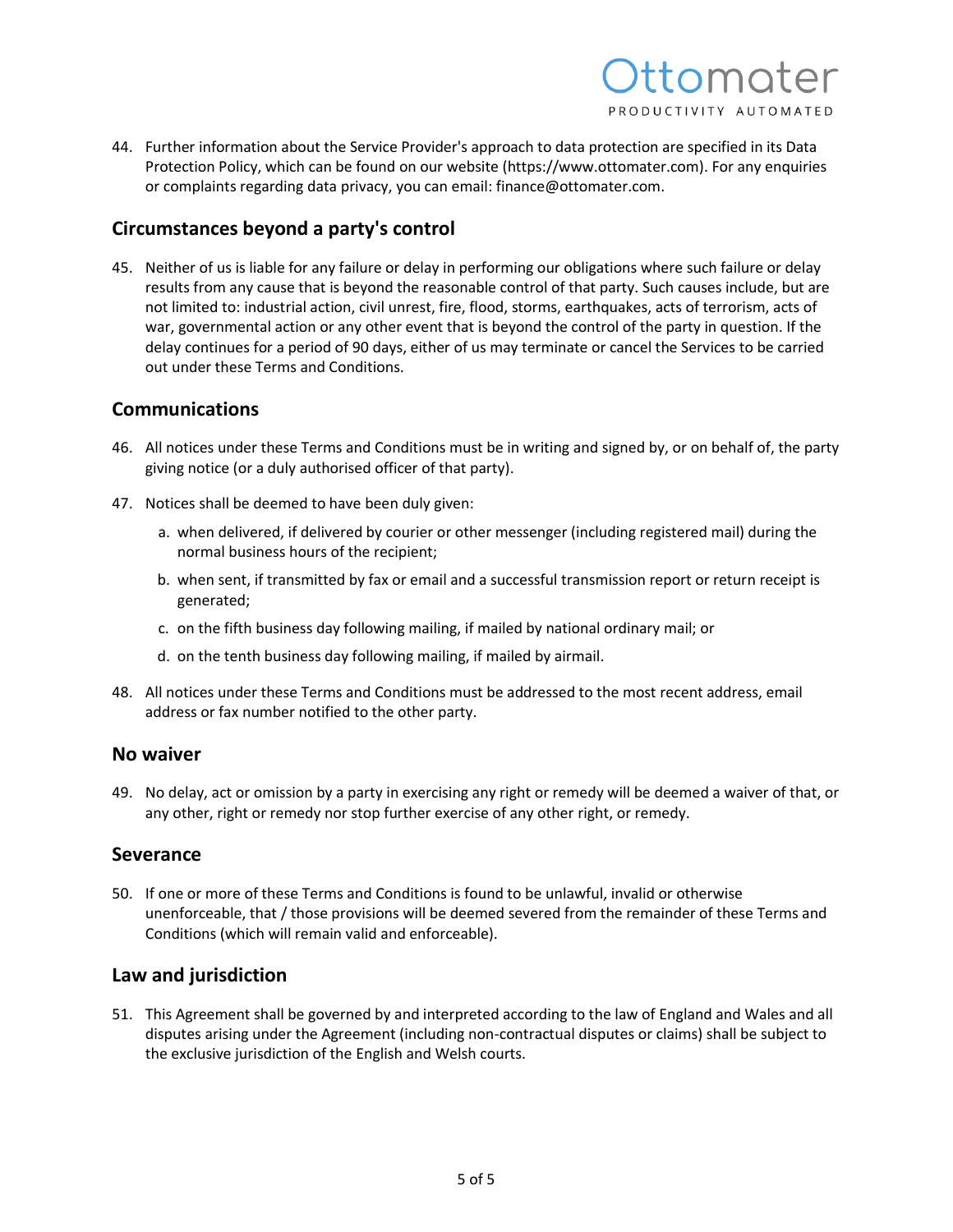44. Further information about the Service Provider's approach to data protection are specified in its Data Protection Policy, which can be found on our website (https://www.ottomater.com). For any enquiries or complaints regarding data privacy, you can email: finance@ottomater.com.

## Circumstances beyond a party's control

45. Neither of us is liable for any failure or delay in performing our obligations where such failure or delay results from any cause that is beyond the reasonable control of that party. Such causes include, but are not limited to: industrial action, civil unrest, fire, flood, storms, earthquakes, acts of terrorism, acts of war, governmental action or any other event that is beyond the control of the party in question. If the delay continues for a period of 90 days, either of us may terminate or cancel the Services to be carried out under these Terms and Conditions.

## Communications

46. All notices under these Terms and Conditions must be in writing and signed by, or on behalf of, the party giving notice (or a duly authorised officer of that party).
47. Notices shall be deemed to have been duly given:
    a. when delivered, if delivered by courier or other messenger (including registered mail) during the normal business hours of the recipient;
    b. when sent, if transmitted by fax or email and a successful transmission report or return receipt is generated;
    c. on the fifth business day following mailing, if mailed by national ordinary mail; or
    d. on the tenth business day following mailing, if mailed by airmail.
48. All notices under these Terms and Conditions must be addressed to the most recent address, email address or fax number notified to the other party.

## No waiver

49. No delay, act or omission by a party in exercising any right or remedy will be deemed a waiver of that, or any other, right or remedy nor stop further exercise of any other right, or remedy.

## Severance

50. If one or more of these Terms and Conditions is found to be unlawful, invalid or otherwise unenforceable, that / those provisions will be deemed severed from the remainder of these Terms and Conditions (which will remain valid and enforceable).

## Law and jurisdiction

51. This Agreement shall be governed by and interpreted according to the law of England and Wales and all disputes arising under the Agreement (including non-contractual disputes or claims) shall be subject to the exclusive jurisdiction of the English and Welsh courts.